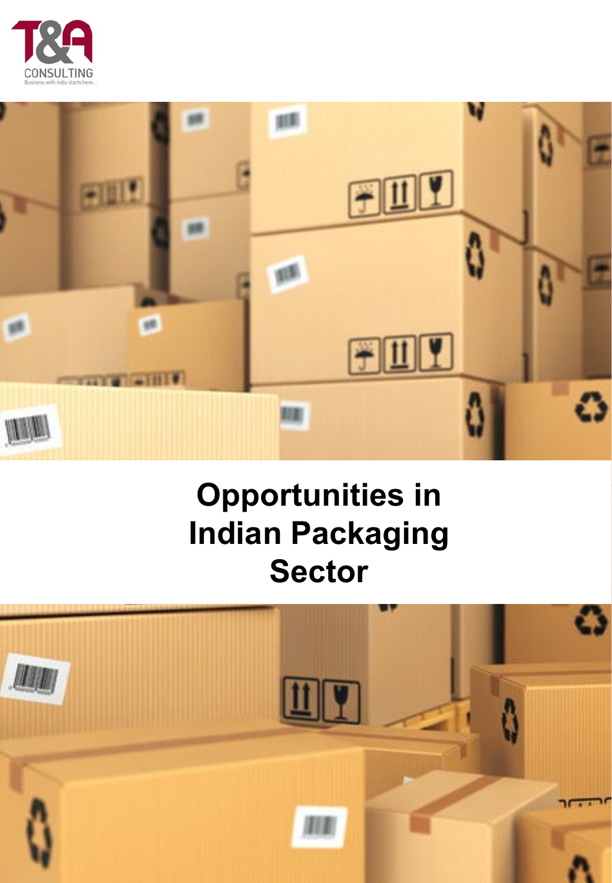T&A CONSULTING

Business with India starts here...

# Opportunities in Indian Packaging Sector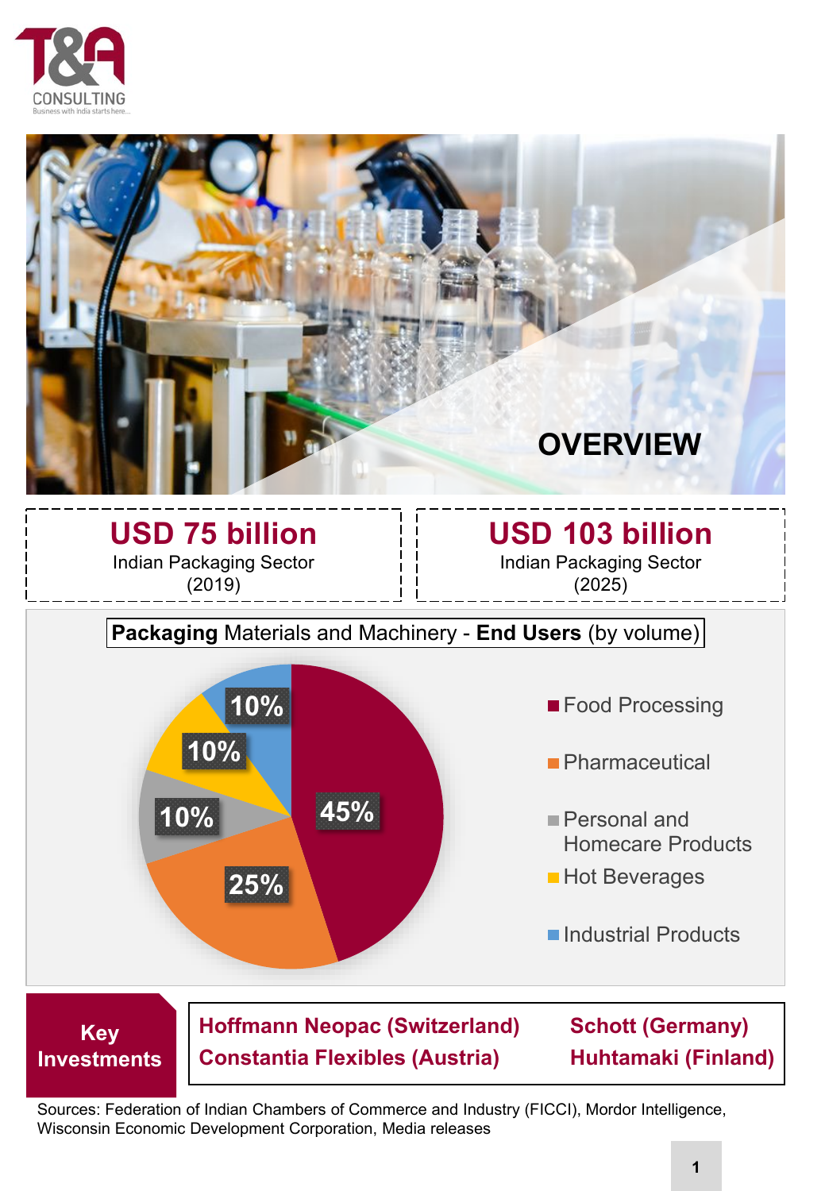# OVERVIEW

**USD 75 billion**
Indian Packaging Sector (2019)

**USD 103 billion**
Indian Packaging Sector (2025)

## **Packaging** Materials and Machinery - **End Users** (by volume)

| End User | Share |
| --- | --- |
| Food Processing | 45% |
| Pharmaceutical | 25% |
| Personal and Homecare Products | 10% |
| Hot Beverages | 10% |
| Industrial Products | 10% |

**Key Investments**

- **Hoffmann Neopac (Switzerland)**
- **Constantia Flexibles (Austria)**
- **Schott (Germany)**
- **Huhtamaki (Finland)**

Sources: Federation of Indian Chambers of Commerce and Industry (FICCI), Mordor Intelligence, Wisconsin Economic Development Corporation, Media releases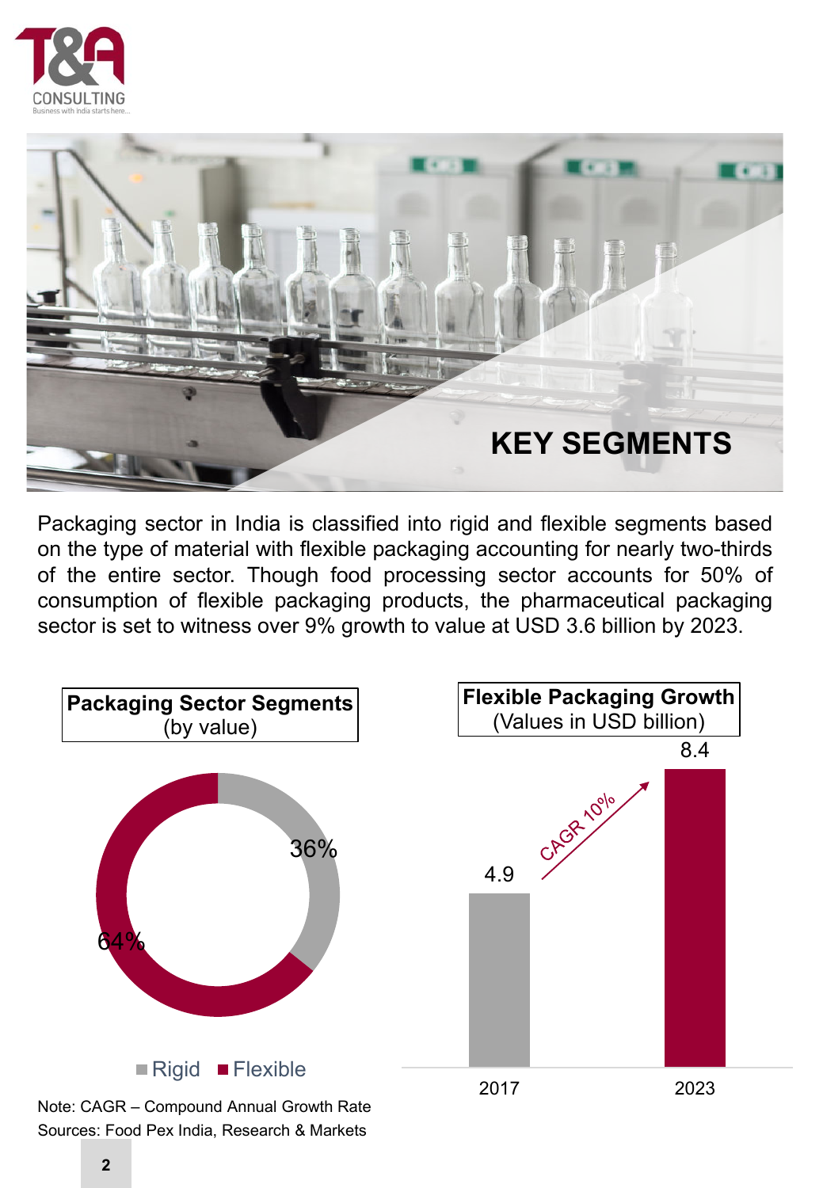# KEY SEGMENTS

Packaging sector in India is classified into rigid and flexible segments based on the type of material with flexible packaging accounting for nearly two-thirds of the entire sector. Though food processing sector accounts for 50% of consumption of flexible packaging products, the pharmaceutical packaging sector is set to witness over 9% growth to value at USD 3.6 billion by 2023.

**Packaging Sector Segments**
(by value)

| Segment | Share |
| --- | --- |
| Rigid | 36% |
| Flexible | 64% |

**Flexible Packaging Growth**
(Values in USD billion)

| Year | Value |
| --- | --- |
| 2017 | 4.9 |
| 2023 | 8.4 |

CAGR 10%

Note: CAGR – Compound Annual Growth Rate

Sources: Food Pex India, Research & Markets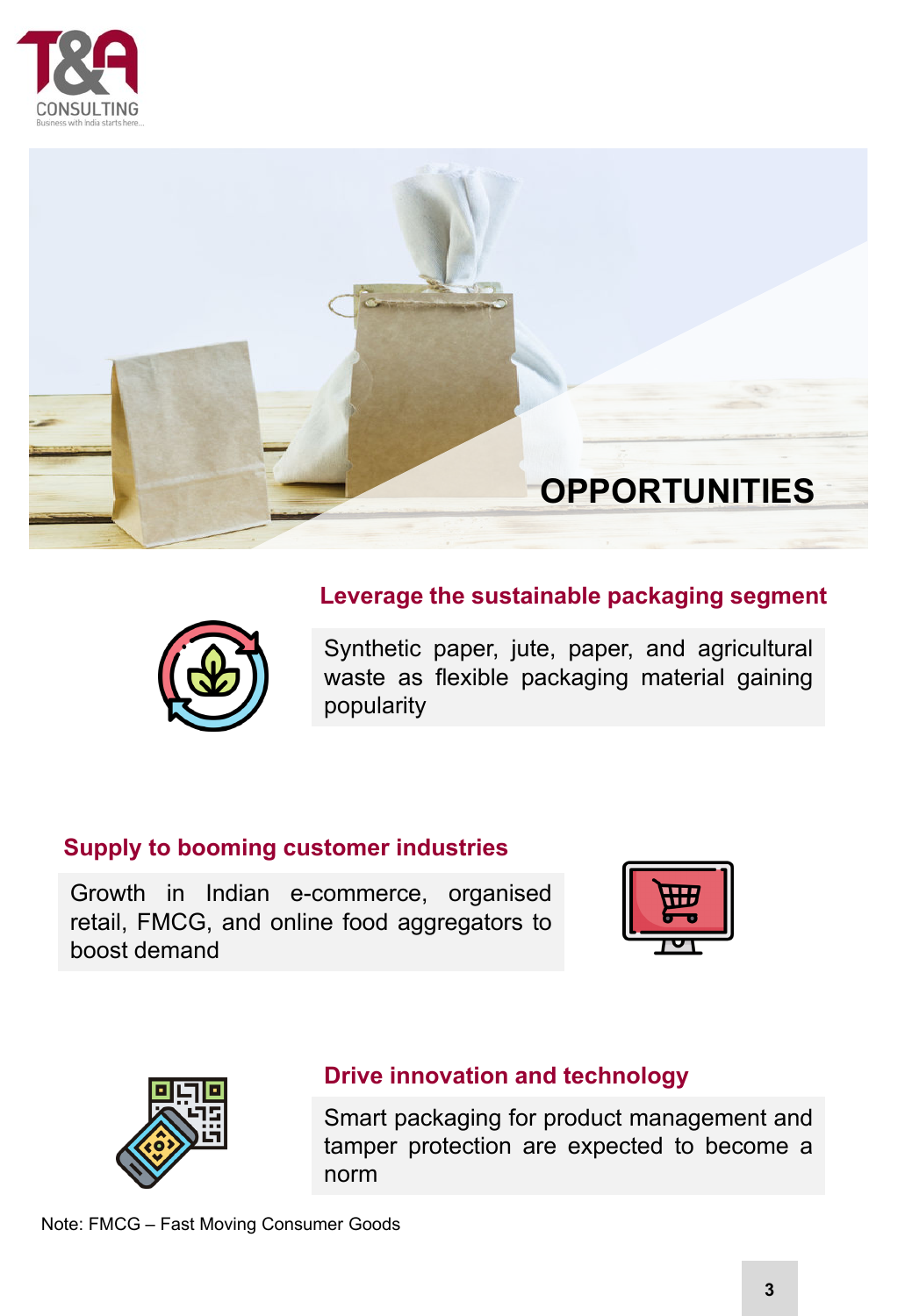# OPPORTUNITIES

## Leverage the sustainable packaging segment

Synthetic paper, jute, paper, and agricultural waste as flexible packaging material gaining popularity

## Supply to booming customer industries

Growth in Indian e-commerce, organised retail, FMCG, and online food aggregators to boost demand

## Drive innovation and technology

Smart packaging for product management and tamper protection are expected to become a norm

Note: FMCG – Fast Moving Consumer Goods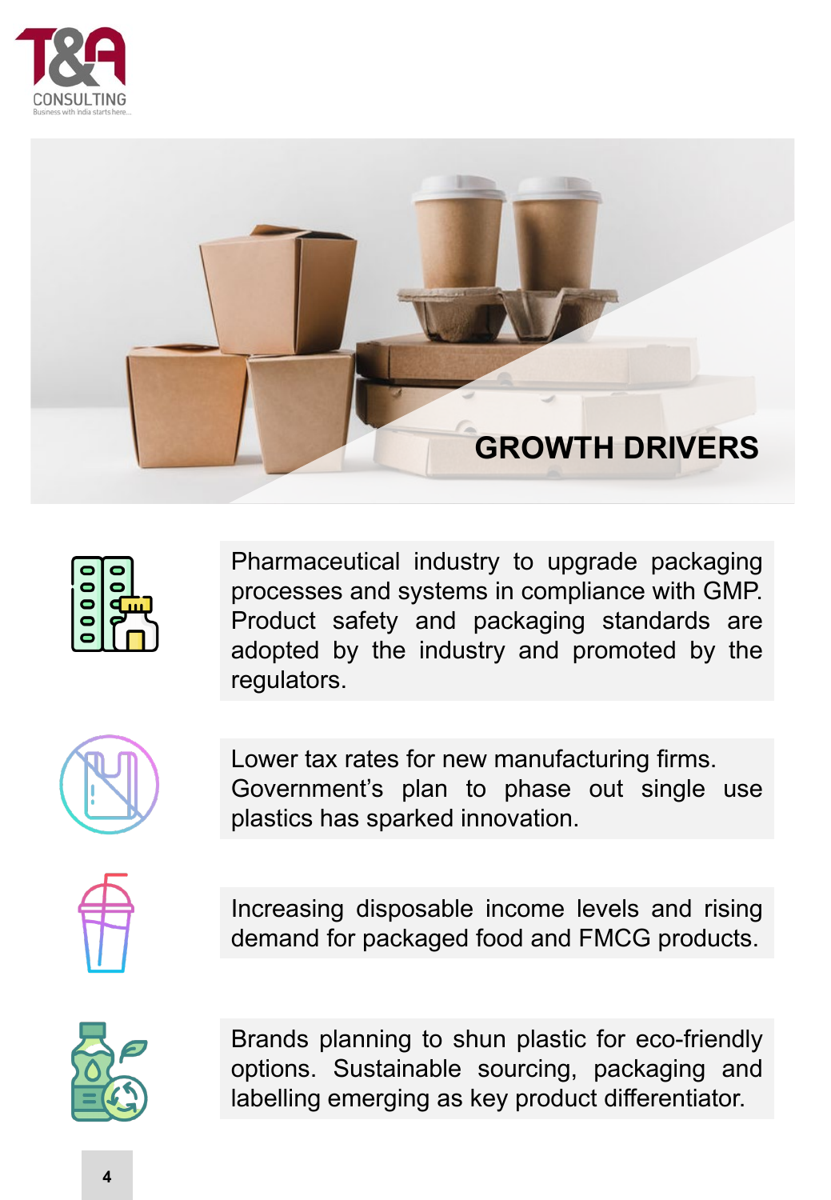# GROWTH DRIVERS

Pharmaceutical industry to upgrade packaging processes and systems in compliance with GMP. Product safety and packaging standards are adopted by the industry and promoted by the regulators.

Lower tax rates for new manufacturing firms. Government's plan to phase out single use plastics has sparked innovation.

Increasing disposable income levels and rising demand for packaged food and FMCG products.

Brands planning to shun plastic for eco-friendly options. Sustainable sourcing, packaging and labelling emerging as key product differentiator.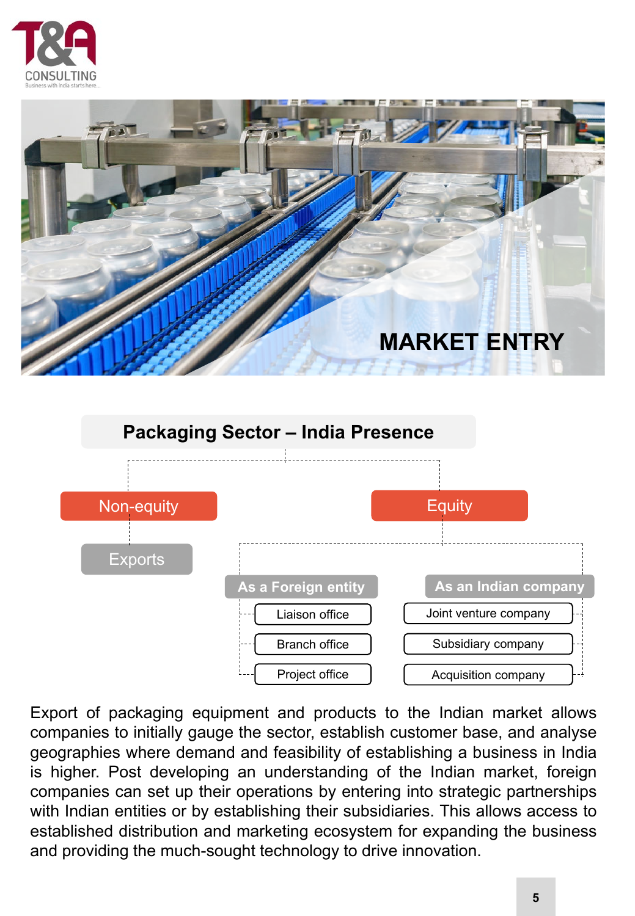# MARKET ENTRY

## Packaging Sector – India Presence

- **Non-equity**
  - Exports
- **Equity**
  - As a Foreign entity
    - Liaison office
    - Branch office
    - Project office
  - As an Indian company
    - Joint venture company
    - Subsidiary company
    - Acquisition company

Export of packaging equipment and products to the Indian market allows companies to initially gauge the sector, establish customer base, and analyse geographies where demand and feasibility of establishing a business in India is higher. Post developing an understanding of the Indian market, foreign companies can set up their operations by entering into strategic partnerships with Indian entities or by establishing their subsidiaries. This allows access to established distribution and marketing ecosystem for expanding the business and providing the much-sought technology to drive innovation.